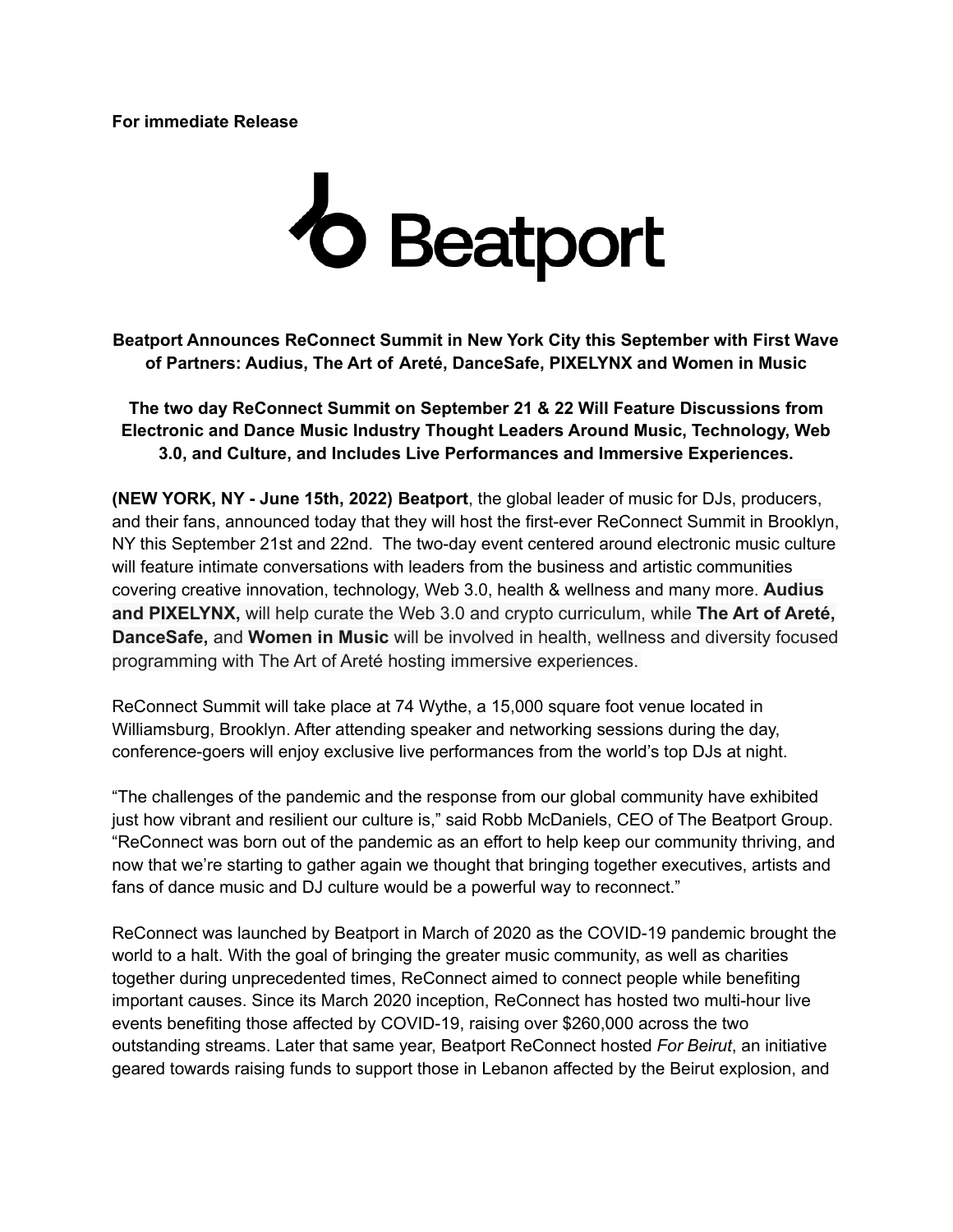**For immediate Release**

Beatport

**Beatport Announces ReConnect Summit in New York City this September with First Wave of Partners: Audius, The Art of Areté, DanceSafe, PIXELYNX and Women in Music**

**The two day ReConnect Summit on September 21 & 22 Will Feature Discussions from Electronic and Dance Music Industry Thought Leaders Around Music, Technology, Web 3.0, and Culture, and Includes Live Performances and Immersive Experiences.**

**(NEW YORK, NY - June 15th, 2022) Beatport**, the global leader of music for DJs, producers, and their fans, announced today that they will host the first-ever ReConnect Summit in Brooklyn, NY this September 21st and 22nd. The two-day event centered around electronic music culture will feature intimate conversations with leaders from the business and artistic communities covering creative innovation, technology, Web 3.0, health & wellness and many more. **Audius and PIXELYNX,** will help curate the Web 3.0 and crypto curriculum, while **The Art of Areté, DanceSafe,** and **Women in Music** will be involved in health, wellness and diversity focused programming with The Art of Areté hosting immersive experiences.

ReConnect Summit will take place at 74 Wythe, a 15,000 square foot venue located in Williamsburg, Brooklyn. After attending speaker and networking sessions during the day, conference-goers will enjoy exclusive live performances from the world's top DJs at night.

"The challenges of the pandemic and the response from our global community have exhibited just how vibrant and resilient our culture is," said Robb McDaniels, CEO of The Beatport Group. "ReConnect was born out of the pandemic as an effort to help keep our community thriving, and now that we're starting to gather again we thought that bringing together executives, artists and fans of dance music and DJ culture would be a powerful way to reconnect."

ReConnect was launched by Beatport in March of 2020 as the COVID-19 pandemic brought the world to a halt. With the goal of bringing the greater music community, as well as charities together during unprecedented times, ReConnect aimed to connect people while benefiting important causes. Since its March 2020 inception, ReConnect has hosted two multi-hour live events benefiting those affected by COVID-19, raising over $260,000 across the two outstanding streams. Later that same year, Beatport ReConnect hosted *For Beirut*, an initiative geared towards raising funds to support those in Lebanon affected by the Beirut explosion, and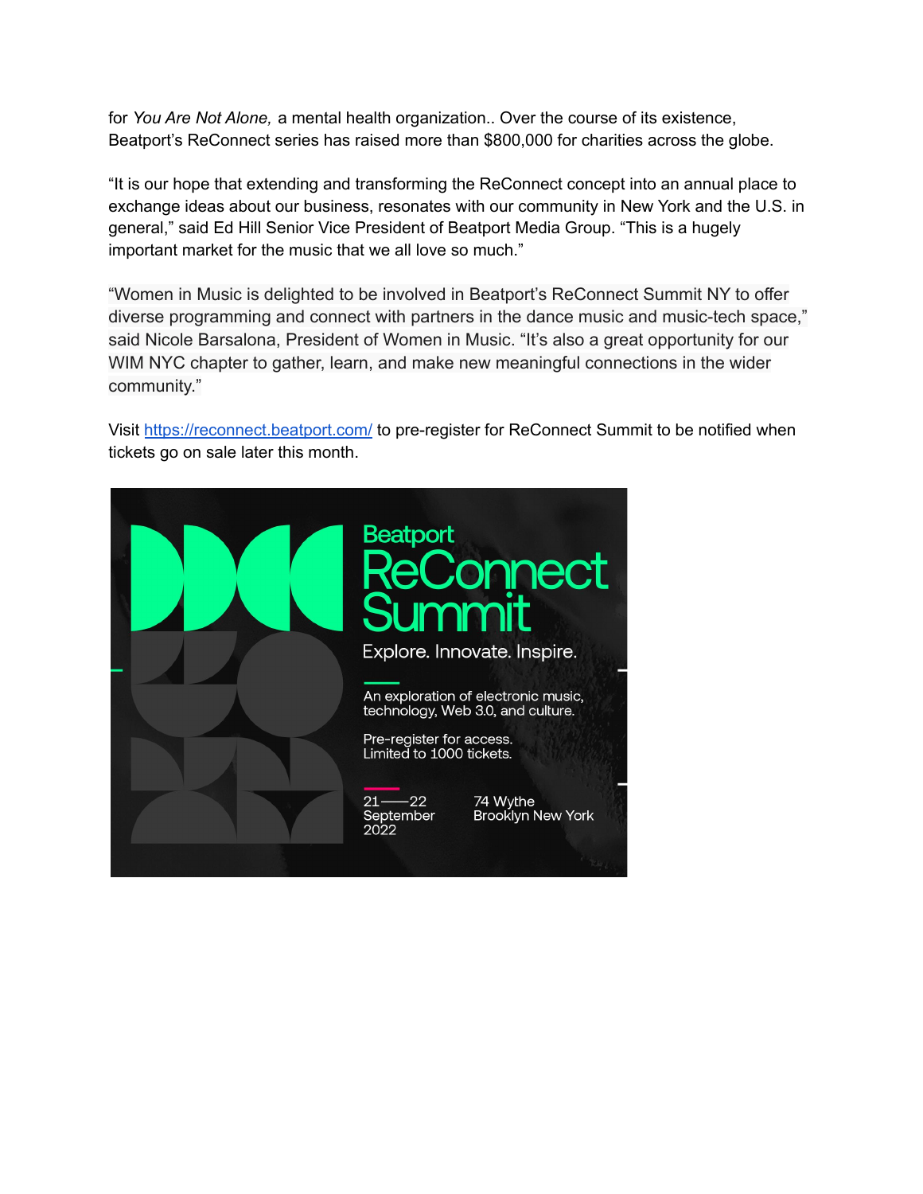for *You Are Not Alone,* a mental health organization.. Over the course of its existence, Beatport's ReConnect series has raised more than $800,000 for charities across the globe.

"It is our hope that extending and transforming the ReConnect concept into an annual place to exchange ideas about our business, resonates with our community in New York and the U.S. in general," said Ed Hill Senior Vice President of Beatport Media Group. "This is a hugely important market for the music that we all love so much."

"Women in Music is delighted to be involved in Beatport's ReConnect Summit NY to offer diverse programming and connect with partners in the dance music and music-tech space," said Nicole Barsalona, President of Women in Music. "It's also a great opportunity for our WIM NYC chapter to gather, learn, and make new meaningful connections in the wider community."

Visit [https://reconnect.beatport.com/](https://reconnect.beatport.com/) to pre-register for ReConnect Summit to be notified when tickets go on sale later this month.

Beatport
ReConnect
Summit

Explore. Innovate. Inspire.

An exploration of electronic music, technology, Web 3.0, and culture.

Pre-register for access.
Limited to 1000 tickets.

21——22
September
2022

74 Wythe
Brooklyn New York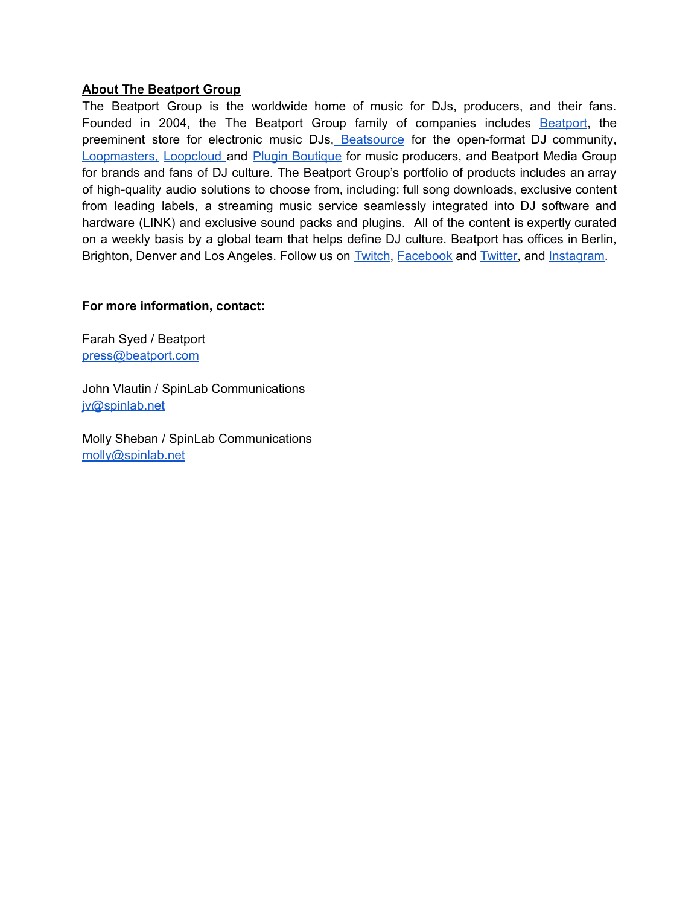**About The Beatport Group**

The Beatport Group is the worldwide home of music for DJs, producers, and their fans. Founded in 2004, the The Beatport Group family of companies includes Beatport, the preeminent store for electronic music DJs, Beatsource for the open-format DJ community, Loopmasters, Loopcloud and Plugin Boutique for music producers, and Beatport Media Group for brands and fans of DJ culture. The Beatport Group's portfolio of products includes an array of high-quality audio solutions to choose from, including: full song downloads, exclusive content from leading labels, a streaming music service seamlessly integrated into DJ software and hardware (LINK) and exclusive sound packs and plugins. All of the content is expertly curated on a weekly basis by a global team that helps define DJ culture. Beatport has offices in Berlin, Brighton, Denver and Los Angeles. Follow us on Twitch, Facebook and Twitter, and Instagram.

**For more information, contact:**

Farah Syed / Beatport
press@beatport.com

John Vlautin / SpinLab Communications
jv@spinlab.net

Molly Sheban / SpinLab Communications
molly@spinlab.net